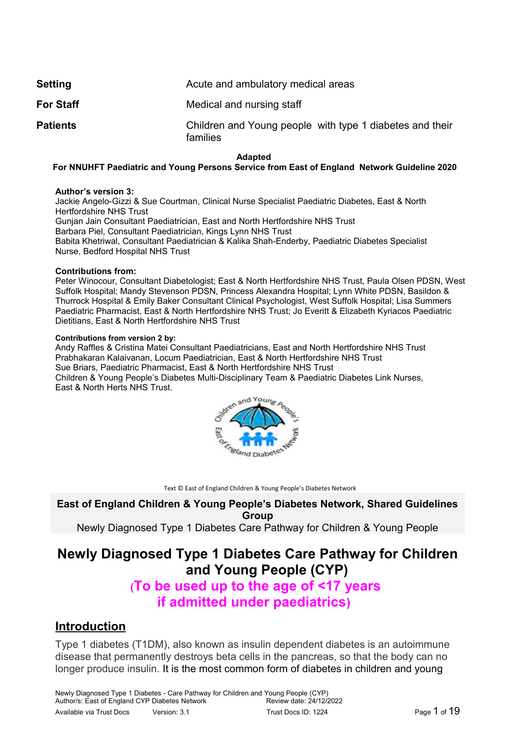| | |
|---|---|
| **Setting** | Acute and ambulatory medical areas |
| **For Staff** | Medical and nursing staff |
| **Patients** | Children and Young people with type 1 diabetes and their families |

**Adapted**
**For NNUHFT Paediatric and Young Persons Service from East of England Network Guideline 2020**

**Author's version 3:**
Jackie Angelo-Gizzi & Sue Courtman, Clinical Nurse Specialist Paediatric Diabetes, East & North Hertfordshire NHS Trust
Gunjan Jain Consultant Paediatrician, East and North Hertfordshire NHS Trust
Barbara Piel, Consultant Paediatrician, Kings Lynn NHS Trust
Babita Khetriwal, Consultant Paediatrician & Kalika Shah-Enderby, Paediatric Diabetes Specialist Nurse, Bedford Hospital NHS Trust

**Contributions from:**
Peter Winocour, Consultant Diabetologist; East & North Hertfordshire NHS Trust, Paula Olsen PDSN, West Suffolk Hospital; Mandy Stevenson PDSN, Princess Alexandra Hospital; Lynn White PDSN, Basildon & Thurrock Hospital & Emily Baker Consultant Clinical Psychologist, West Suffolk Hospital; Lisa Summers Paediatric Pharmacist, East & North Hertfordshire NHS Trust; Jo Everitt & Elizabeth Kyriacos Paediatric Dietitians, East & North Hertfordshire NHS Trust

**Contributions from version 2 by:**
Andy Raffles & Cristina Matei Consultant Paediatricians, East and North Hertfordshire NHS Trust
Prabhakaran Kalaivanan, Locum Paediatrician, East & North Hertfordshire NHS Trust
Sue Briars, Paediatric Pharmacist, East & North Hertfordshire NHS Trust
Children & Young People's Diabetes Multi-Disciplinary Team & Paediatric Diabetes Link Nurses, East & North Herts NHS Trust.

Text © East of England Children & Young People's Diabetes Network

**East of England Children & Young People's Diabetes Network, Shared Guidelines Group**
Newly Diagnosed Type 1 Diabetes Care Pathway for Children & Young People

# Newly Diagnosed Type 1 Diabetes Care Pathway for Children and Young People (CYP)

## (To be used up to the age of <17 years if admitted under paediatrics)

## Introduction

Type 1 diabetes (T1DM), also known as insulin dependent diabetes is an autoimmune disease that permanently destroys beta cells in the pancreas, so that the body can no longer produce insulin. It is the most common form of diabetes in children and young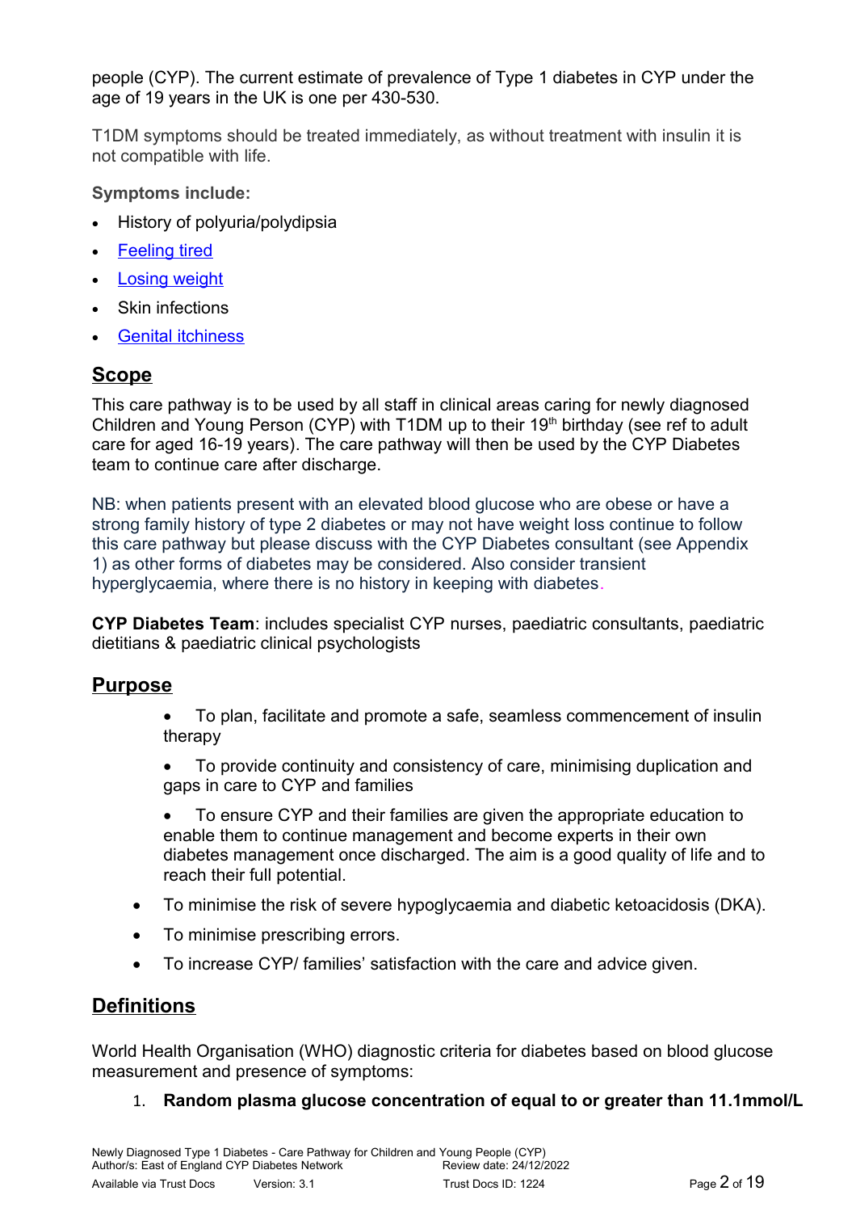people (CYP). The current estimate of prevalence of Type 1 diabetes in CYP under the age of 19 years in the UK is one per 430-530.

T1DM symptoms should be treated immediately, as without treatment with insulin it is not compatible with life.

**Symptoms include:**

- History of polyuria/polydipsia
- Feeling tired
- Losing weight
- Skin infections
- Genital itchiness

## Scope

This care pathway is to be used by all staff in clinical areas caring for newly diagnosed Children and Young Person (CYP) with T1DM up to their 19th birthday (see ref to adult care for aged 16-19 years). The care pathway will then be used by the CYP Diabetes team to continue care after discharge.

NB: when patients present with an elevated blood glucose who are obese or have a strong family history of type 2 diabetes or may not have weight loss continue to follow this care pathway but please discuss with the CYP Diabetes consultant (see Appendix 1) as other forms of diabetes may be considered. Also consider transient hyperglycaemia, where there is no history in keeping with diabetes.

**CYP Diabetes Team**: includes specialist CYP nurses, paediatric consultants, paediatric dietitians & paediatric clinical psychologists

## Purpose

- To plan, facilitate and promote a safe, seamless commencement of insulin therapy
- To provide continuity and consistency of care, minimising duplication and gaps in care to CYP and families
- To ensure CYP and their families are given the appropriate education to enable them to continue management and become experts in their own diabetes management once discharged. The aim is a good quality of life and to reach their full potential.
- To minimise the risk of severe hypoglycaemia and diabetic ketoacidosis (DKA).
- To minimise prescribing errors.
- To increase CYP/ families' satisfaction with the care and advice given.

## Definitions

World Health Organisation (WHO) diagnostic criteria for diabetes based on blood glucose measurement and presence of symptoms:

1. **Random plasma glucose concentration of equal to or greater than 11.1mmol/L**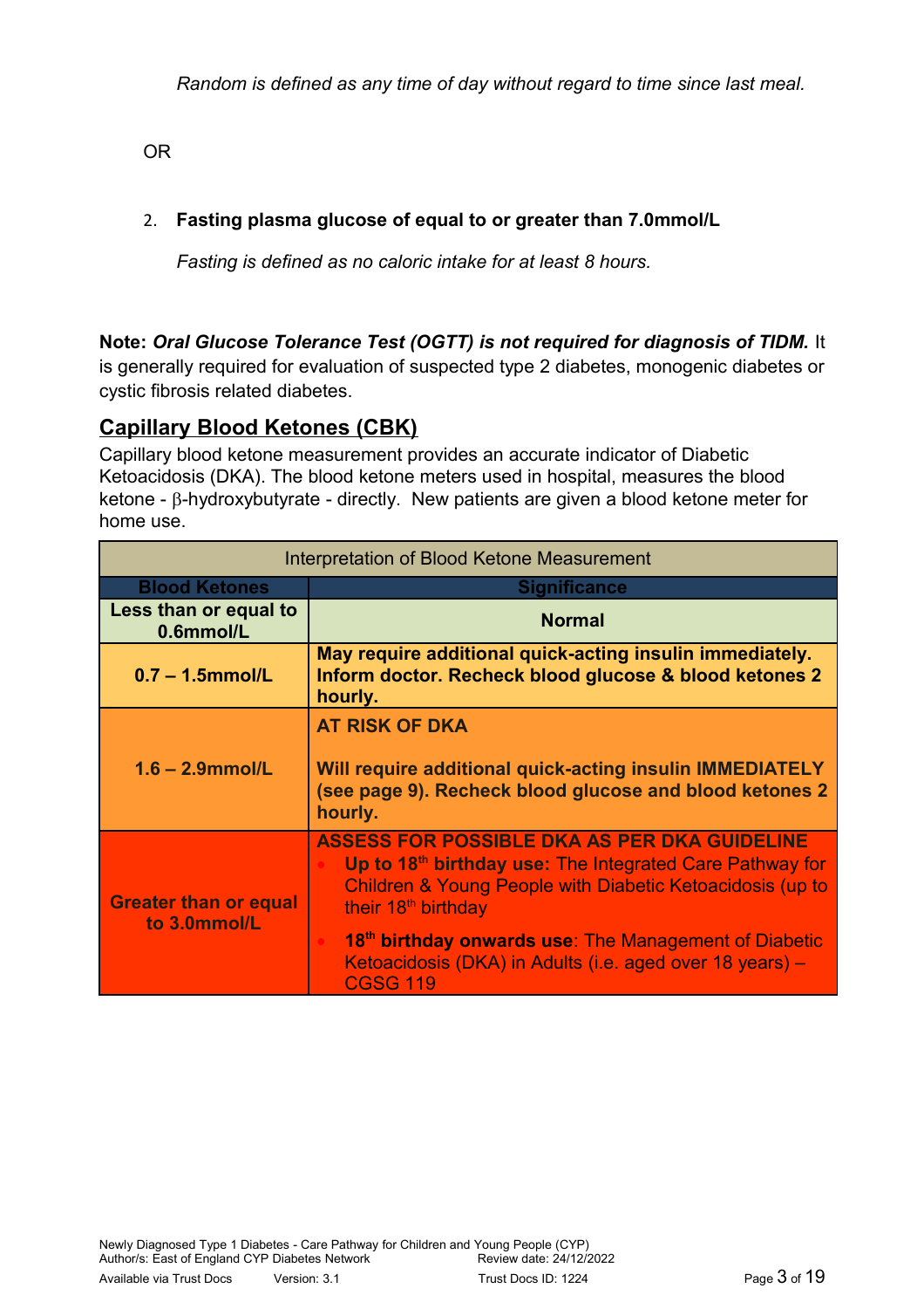*Random is defined as any time of day without regard to time since last meal.*

OR

2. **Fasting plasma glucose of equal to or greater than 7.0mmol/L**

   *Fasting is defined as no caloric intake for at least 8 hours.*

**Note:** ***Oral Glucose Tolerance Test (OGTT) is not required for diagnosis of TIDM.*** It is generally required for evaluation of suspected type 2 diabetes, monogenic diabetes or cystic fibrosis related diabetes.

## Capillary Blood Ketones (CBK)

Capillary blood ketone measurement provides an accurate indicator of Diabetic Ketoacidosis (DKA). The blood ketone meters used in hospital, measures the blood ketone - β-hydroxybutyrate - directly. New patients are given a blood ketone meter for home use.

| Interpretation of Blood Ketone Measurement | |
|---|---|
| **Blood Ketones** | **Significance** |
| **Less than or equal to 0.6mmol/L** | **Normal** |
| **0.7 – 1.5mmol/L** | **May require additional quick-acting insulin immediately. Inform doctor. Recheck blood glucose & blood ketones 2 hourly.** |
| **1.6 – 2.9mmol/L** | **AT RISK OF DKA**<br><br>**Will require additional quick-acting insulin IMMEDIATELY (see page 9). Recheck blood glucose and blood ketones 2 hourly.** |
| **Greater than or equal to 3.0mmol/L** | **ASSESS FOR POSSIBLE DKA AS PER DKA GUIDELINE**<br>• **Up to 18th birthday use:** The Integrated Care Pathway for Children & Young People with Diabetic Ketoacidosis (up to their 18th birthday<br>• **18th birthday onwards use**: The Management of Diabetic Ketoacidosis (DKA) in Adults (i.e. aged over 18 years) – CGSG 119 |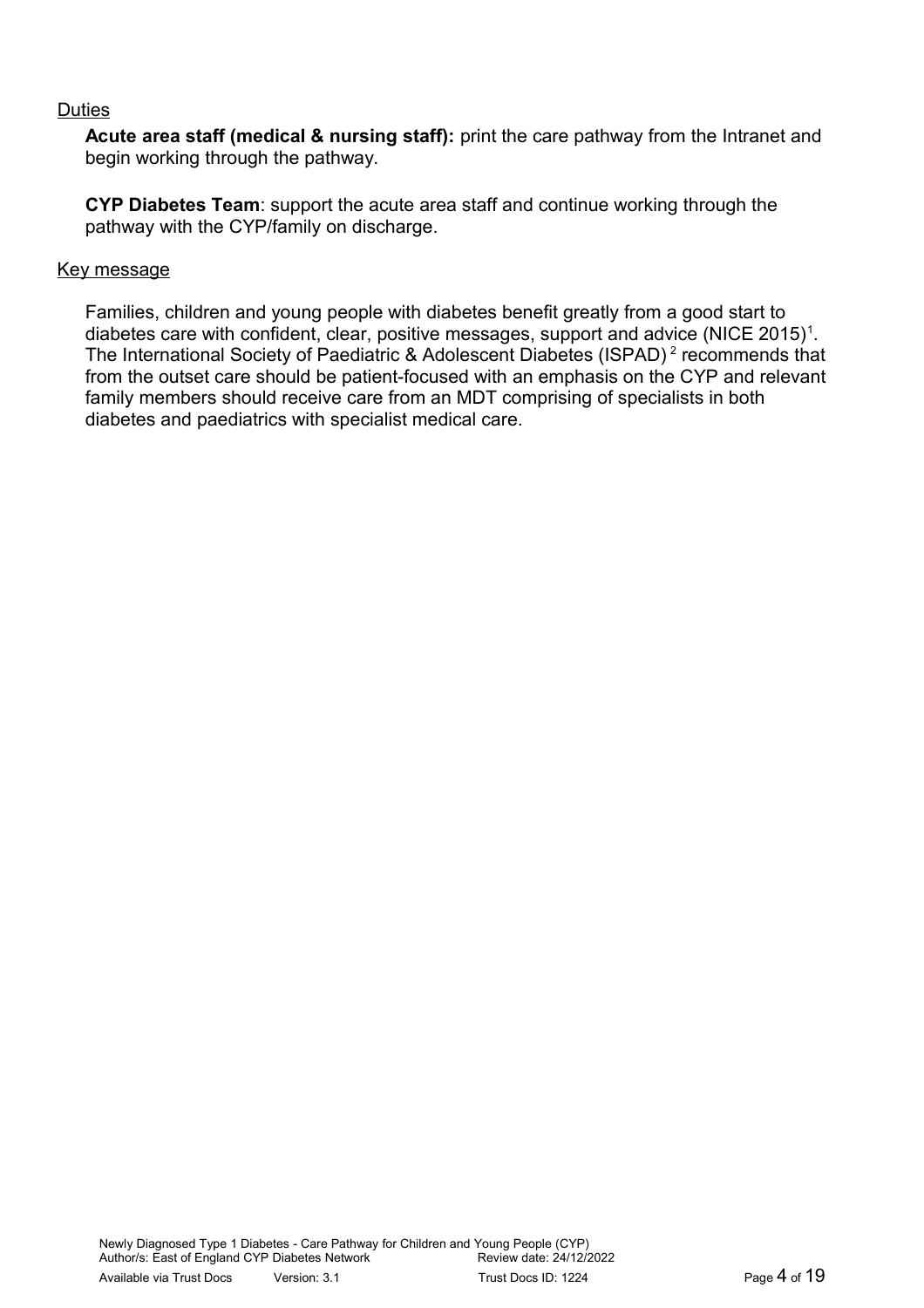Duties

**Acute area staff (medical & nursing staff):** print the care pathway from the Intranet and begin working through the pathway.

**CYP Diabetes Team**: support the acute area staff and continue working through the pathway with the CYP/family on discharge.

Key message

Families, children and young people with diabetes benefit greatly from a good start to diabetes care with confident, clear, positive messages, support and advice (NICE 2015)[1]. The International Society of Paediatric & Adolescent Diabetes (ISPAD)[2] recommends that from the outset care should be patient-focused with an emphasis on the CYP and relevant family members should receive care from an MDT comprising of specialists in both diabetes and paediatrics with specialist medical care.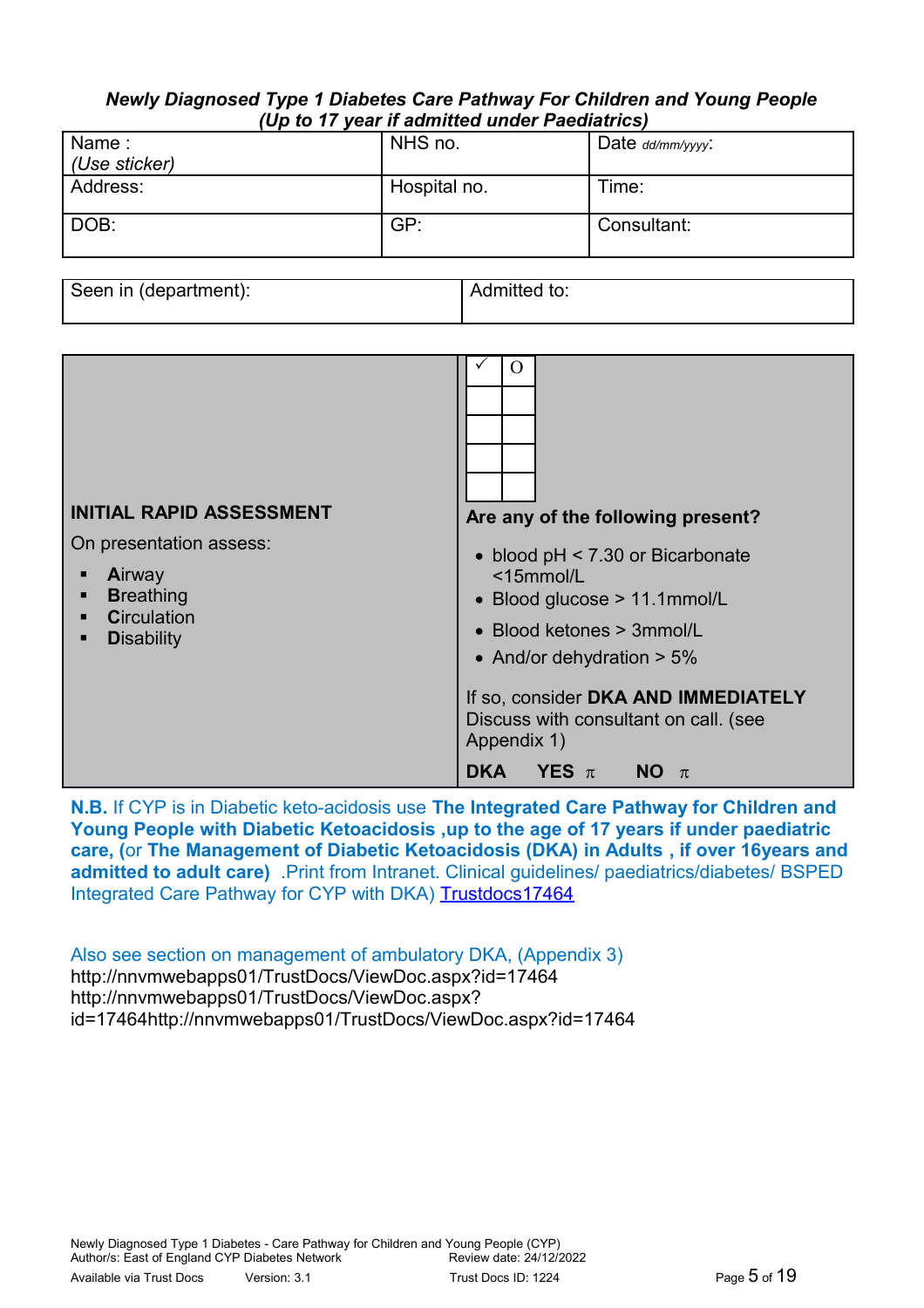***Newly Diagnosed Type 1 Diabetes Care Pathway For Children and Young People***
***(Up to 17 year if admitted under Paediatrics)***

| Name :<br>*(Use sticker)* | NHS no. | Date *dd/mm/yyyy*: |
|---|---|---|
| Address: | Hospital no. | Time: |
| DOB: | GP: | Consultant: |

| Seen in (department): | Admitted to: |
|---|---|

| | |
|---|---|
| **INITIAL RAPID ASSESSMENT**<br><br>On presentation assess:<br>▪ **A**irway<br>▪ **B**reathing<br>▪ **C**irculation<br>▪ **D**isability | ✓ O<br><br>**Are any of the following present?**<br>• blood pH < 7.30 or Bicarbonate <15mmol/L<br>• Blood glucose > 11.1mmol/L<br>• Blood ketones > 3mmol/L<br>• And/or dehydration > 5%<br><br>If so, consider **DKA AND IMMEDIATELY** Discuss with consultant on call. (see Appendix 1)<br><br>**DKA YES** π **NO** π |

**N.B.** If CYP is in Diabetic keto-acidosis use **The Integrated Care Pathway for Children and Young People with Diabetic Ketoacidosis ,up to the age of 17 years if under paediatric care, (**or **The Management of Diabetic Ketoacidosis (DKA) in Adults , if over 16years and admitted to adult care)** .Print from Intranet. Clinical guidelines/ paediatrics/diabetes/ BSPED Integrated Care Pathway for CYP with DKA) Trustdocs17464

Also see section on management of ambulatory DKA, (Appendix 3)
http://nnvmwebapps01/TrustDocs/ViewDoc.aspx?id=17464
http://nnvmwebapps01/TrustDocs/ViewDoc.aspx?id=17464http://nnvmwebapps01/TrustDocs/ViewDoc.aspx?id=17464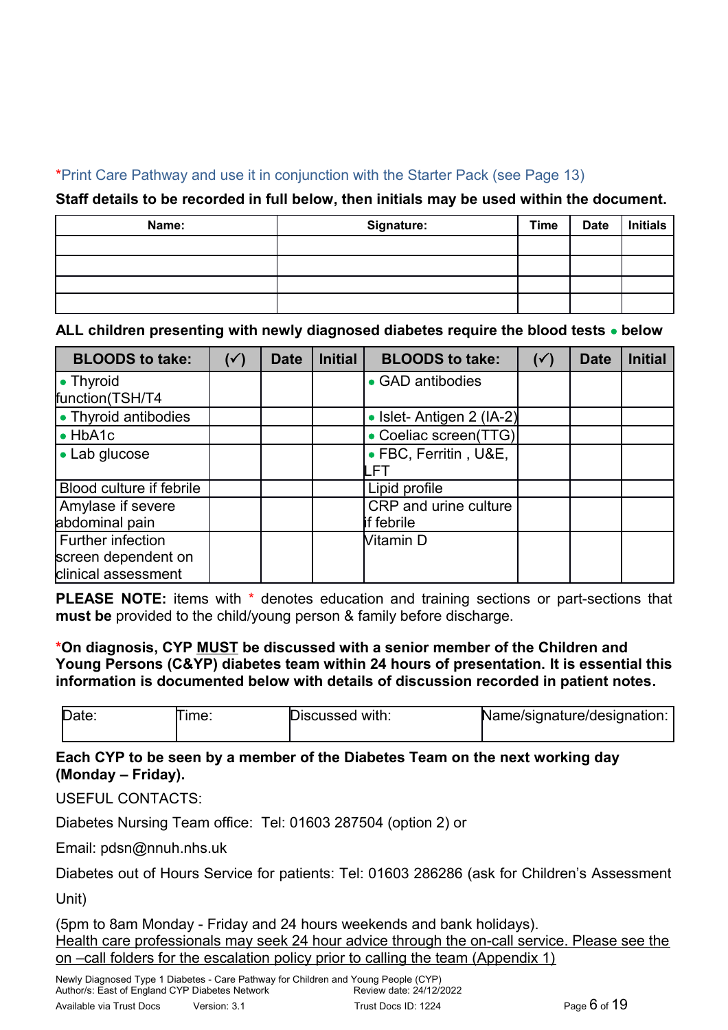*Print Care Pathway and use it in conjunction with the Starter Pack (see Page 13)

**Staff details to be recorded in full below, then initials may be used within the document.**

| Name: | Signature: | Time | Date | Initials |
|---|---|---|---|---|
| | | | | |
| | | | | |
| | | | | |
| | | | | |

**ALL children presenting with newly diagnosed diabetes require the blood tests • below**

| BLOODS to take: | (✓) | Date | Initial | BLOODS to take: | (✓) | Date | Initial |
|---|---|---|---|---|---|---|---|
| • Thyroid function(TSH/T4 | | | | • GAD antibodies | | | |
| • Thyroid antibodies | | | | • Islet- Antigen 2 (IA-2) | | | |
| • HbA1c | | | | • Coeliac screen(TTG) | | | |
| • Lab glucose | | | | • FBC, Ferritin , U&E, LFT | | | |
| Blood culture if febrile | | | | Lipid profile | | | |
| Amylase if severe abdominal pain | | | | CRP and urine culture if febrile | | | |
| Further infection screen dependent on clinical assessment | | | | Vitamin D | | | |

**PLEASE NOTE:** items with * denotes education and training sections or part-sections that **must be** provided to the child/young person & family before discharge.

***On diagnosis, CYP MUST be discussed with a senior member of the Children and Young Persons (C&YP) diabetes team within 24 hours of presentation. It is essential this information is documented below with details of discussion recorded in patient notes.**

| Date: | Time: | Discussed with: | Name/signature/designation: |
|---|---|---|---|
| | | | |

**Each CYP to be seen by a member of the Diabetes Team on the next working day (Monday – Friday).**

USEFUL CONTACTS:

Diabetes Nursing Team office: Tel: 01603 287504 (option 2) or

Email: pdsn@nnuh.nhs.uk

Diabetes out of Hours Service for patients: Tel: 01603 286286 (ask for Children's Assessment Unit)

(5pm to 8am Monday - Friday and 24 hours weekends and bank holidays).
Health care professionals may seek 24 hour advice through the on-call service. Please see the on –call folders for the escalation policy prior to calling the team (Appendix 1)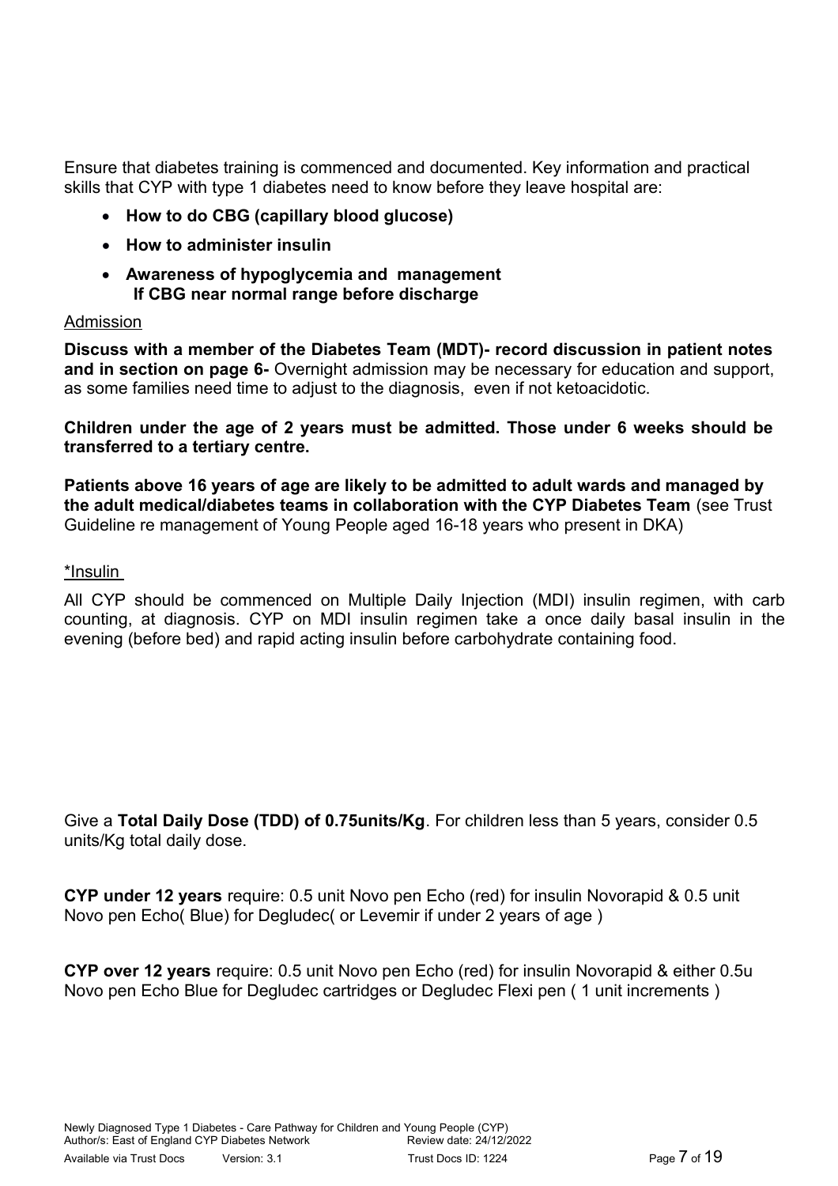Ensure that diabetes training is commenced and documented. Key information and practical skills that CYP with type 1 diabetes need to know before they leave hospital are:

- **How to do CBG (capillary blood glucose)**
- **How to administer insulin**
- **Awareness of hypoglycemia and management If CBG near normal range before discharge**

Admission

**Discuss with a member of the Diabetes Team (MDT)- record discussion in patient notes and in section on page 6-** Overnight admission may be necessary for education and support, as some families need time to adjust to the diagnosis, even if not ketoacidotic.

**Children under the age of 2 years must be admitted. Those under 6 weeks should be transferred to a tertiary centre.**

**Patients above 16 years of age are likely to be admitted to adult wards and managed by the adult medical/diabetes teams in collaboration with the CYP Diabetes Team** (see Trust Guideline re management of Young People aged 16-18 years who present in DKA)

*Insulin

All CYP should be commenced on Multiple Daily Injection (MDI) insulin regimen, with carb counting, at diagnosis. CYP on MDI insulin regimen take a once daily basal insulin in the evening (before bed) and rapid acting insulin before carbohydrate containing food.

Give a **Total Daily Dose (TDD) of 0.75units/Kg**. For children less than 5 years, consider 0.5 units/Kg total daily dose.

**CYP under 12 years** require: 0.5 unit Novo pen Echo (red) for insulin Novorapid & 0.5 unit Novo pen Echo( Blue) for Degludec( or Levemir if under 2 years of age )

**CYP over 12 years** require: 0.5 unit Novo pen Echo (red) for insulin Novorapid & either 0.5u Novo pen Echo Blue for Degludec cartridges or Degludec Flexi pen ( 1 unit increments )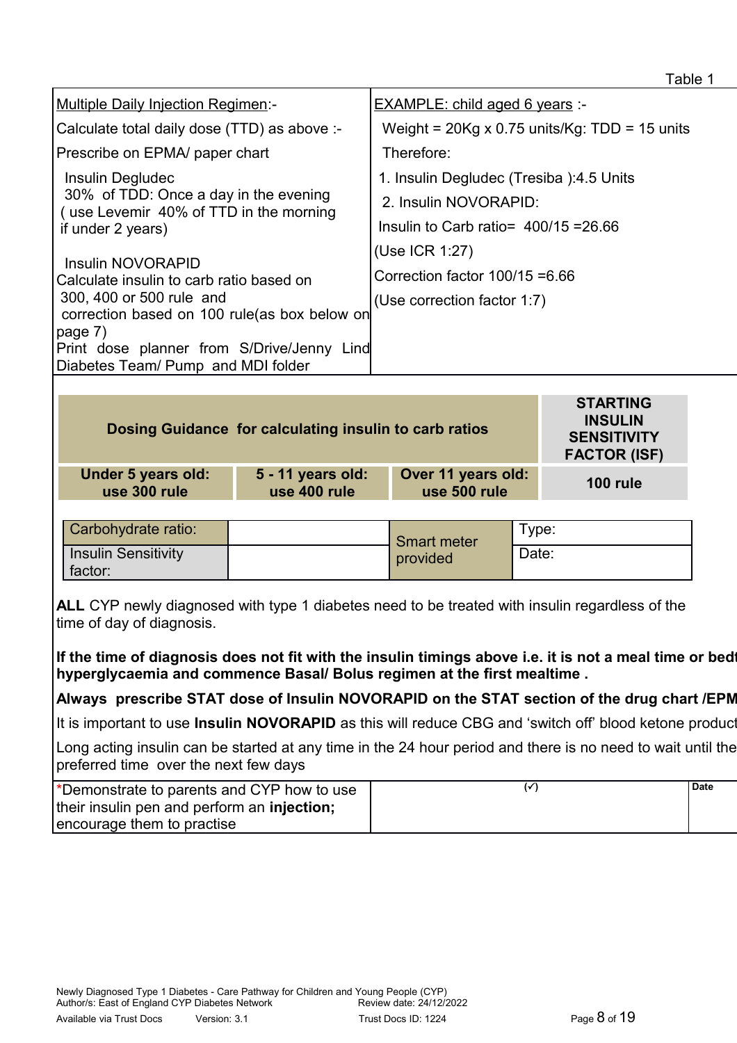Table 1

| Multiple Daily Injection Regimen:- | EXAMPLE: child aged 6 years :- |
| --- | --- |
| Calculate total daily dose (TTD) as above :-<br>Prescribe on EPMA/ paper chart<br>Insulin Degludec<br>30% of TDD: Once a day in the evening<br>( use Levemir 40% of TTD in the morning if under 2 years)<br><br>Insulin NOVORAPID<br>Calculate insulin to carb ratio based on 300, 400 or 500 rule and correction based on 100 rule(as box below on page 7)<br>Print dose planner from S/Drive/Jenny Lind Diabetes Team/ Pump and MDI folder | Weight = 20Kg x 0.75 units/Kg: TDD = 15 units<br>Therefore:<br>1. Insulin Degludec (Tresiba ):4.5 Units<br>2. Insulin NOVORAPID:<br>Insulin to Carb ratio= 400/15 =26.66<br>(Use ICR 1:27)<br>Correction factor 100/15 =6.66<br>(Use correction factor 1:7) |

| **Dosing Guidance for calculating insulin to carb ratios** | | | **STARTING INSULIN SENSITIVITY FACTOR (ISF)** |
| --- | --- | --- | --- |
| **Under 5 years old: use 300 rule** | **5 - 11 years old: use 400 rule** | **Over 11 years old: use 500 rule** | **100 rule** |

| Carbohydrate ratio: | | Smart meter provided | Type: |
| --- | --- | --- | --- |
| Insulin Sensitivity factor: | | | Date: |

**ALL** CYP newly diagnosed with type 1 diabetes need to be treated with insulin regardless of the time of day of diagnosis.

**If the time of diagnosis does not fit with the insulin timings above i.e. it is not a meal time or bed hyperglycaemia and commence Basal/ Bolus regimen at the first mealtime .**

**Always prescribe STAT dose of Insulin NOVORAPID on the STAT section of the drug chart /EPM**

It is important to use **Insulin NOVORAPID** as this will reduce CBG and 'switch off' blood ketone product

Long acting insulin can be started at any time in the 24 hour period and there is no need to wait until the preferred time over the next few days

| *Demonstrate to parents and CYP how to use their insulin pen and perform an **injection;** encourage them to practise | (✓) | Date |
| --- | --- | --- |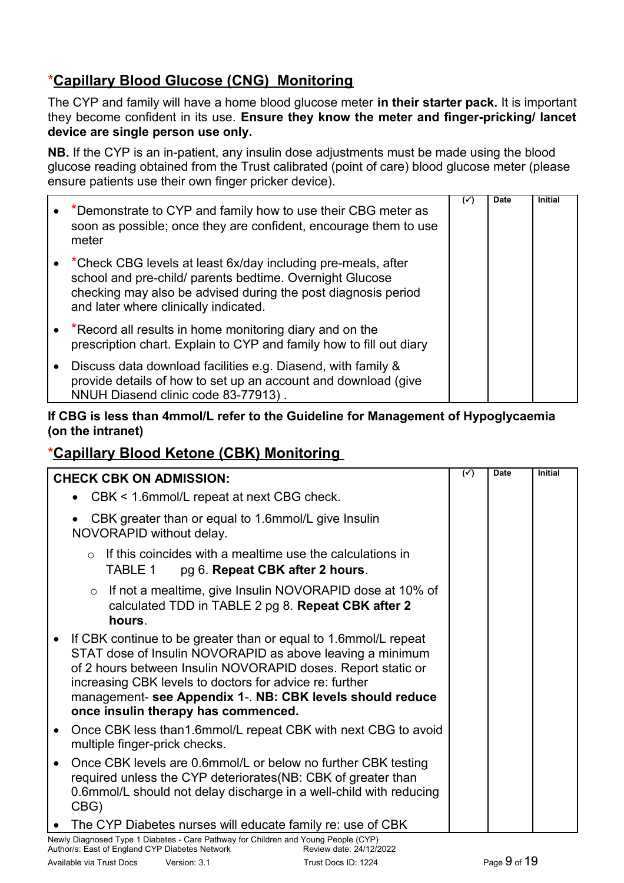## *Capillary Blood Glucose (CNG) Monitoring

The CYP and family will have a home blood glucose meter **in their starter pack.** It is important they become confident in its use. **Ensure they know the meter and finger-pricking/ lancet device are single person use only.**

**NB.** If the CYP is an in-patient, any insulin dose adjustments must be made using the blood glucose reading obtained from the Trust calibrated (point of care) blood glucose meter (please ensure patients use their own finger pricker device).

| | (✓) | Date | Initial |
|---|---|---|---|
| • *Demonstrate to CYP and family how to use their CBG meter as soon as possible; once they are confident, encourage them to use meter<br>• *Check CBG levels at least 6x/day including pre-meals, after school and pre-child/ parents bedtime. Overnight Glucose checking may also be advised during the post diagnosis period and later where clinically indicated.<br>• *Record all results in home monitoring diary and on the prescription chart. Explain to CYP and family how to fill out diary<br>• Discuss data download facilities e.g. Diasend, with family & provide details of how to set up an account and download (give NNUH Diasend clinic code 83-77913) . | | | |

**If CBG is less than 4mmol/L refer to the Guideline for Management of Hypoglycaemia (on the intranet)**

## *Capillary Blood Ketone (CBK) Monitoring

| | (✓) | Date | Initial |
|---|---|---|---|
| **CHECK CBK ON ADMISSION:**<br>• CBK < 1.6mmol/L repeat at next CBG check.<br>• CBK greater than or equal to 1.6mmol/L give Insulin NOVORAPID without delay.<br>&nbsp;&nbsp;&nbsp;&nbsp;○ If this coincides with a mealtime use the calculations in TABLE 1 pg 6. **Repeat CBK after 2 hours**.<br>&nbsp;&nbsp;&nbsp;&nbsp;○ If not a mealtime, give Insulin NOVORAPID dose at 10% of calculated TDD in TABLE 2 pg 8. **Repeat CBK after 2 hours**.<br>• If CBK continue to be greater than or equal to 1.6mmol/L repeat STAT dose of Insulin NOVORAPID as above leaving a minimum of 2 hours between Insulin NOVORAPID doses. Report static or increasing CBK levels to doctors for advice re: further management- **see Appendix 1**-. **NB: CBK levels should reduce once insulin therapy has commenced.**<br>• Once CBK less than1.6mmol/L repeat CBK with next CBG to avoid multiple finger-prick checks.<br>• Once CBK levels are 0.6mmol/L or below no further CBK testing required unless the CYP deteriorates(NB: CBK of greater than 0.6mmol/L should not delay discharge in a well-child with reducing CBG)<br>• The CYP Diabetes nurses will educate family re: use of CBK | | | |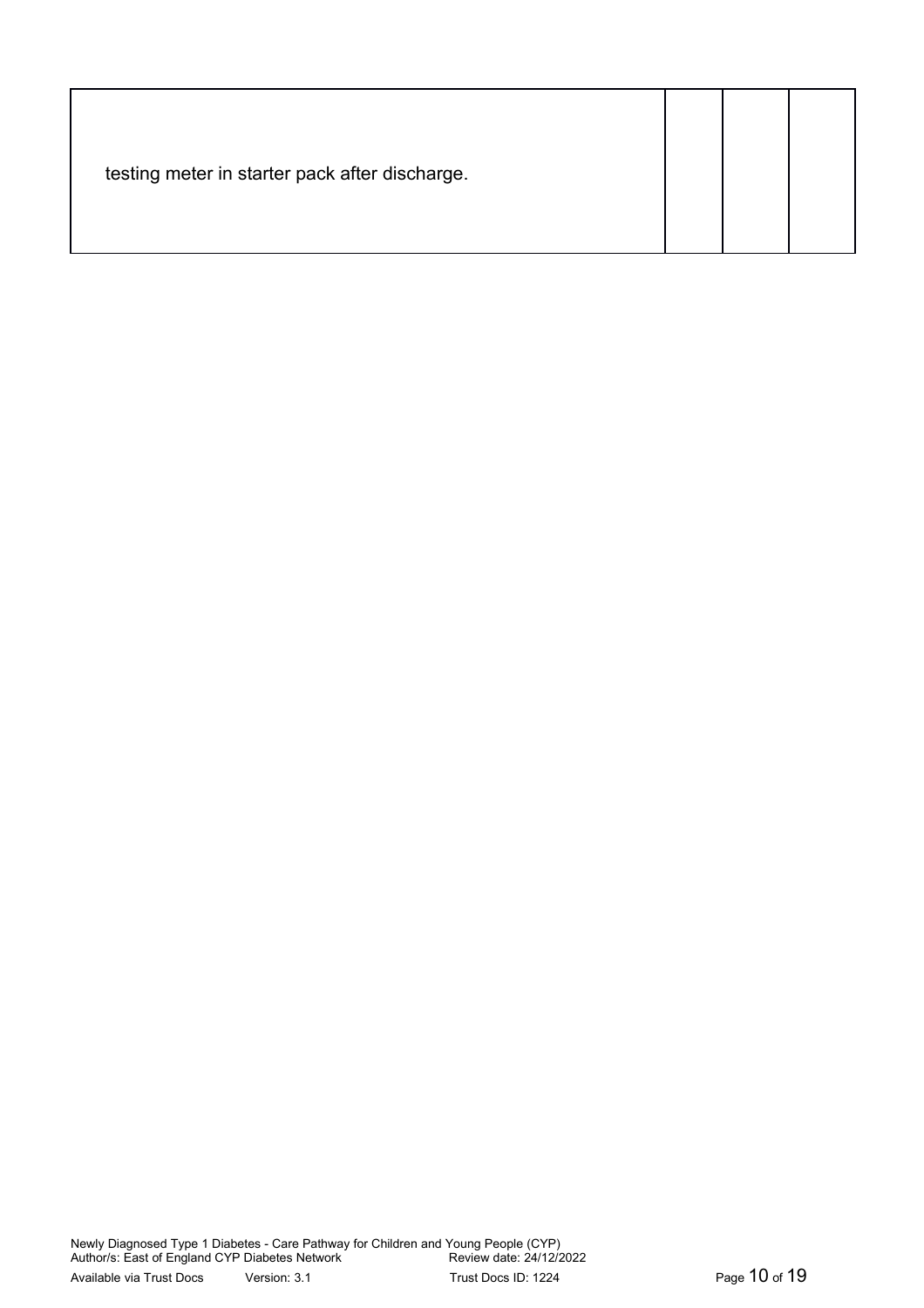| | | | |
|---|---|---|---|
| testing meter in starter pack after discharge. | | | |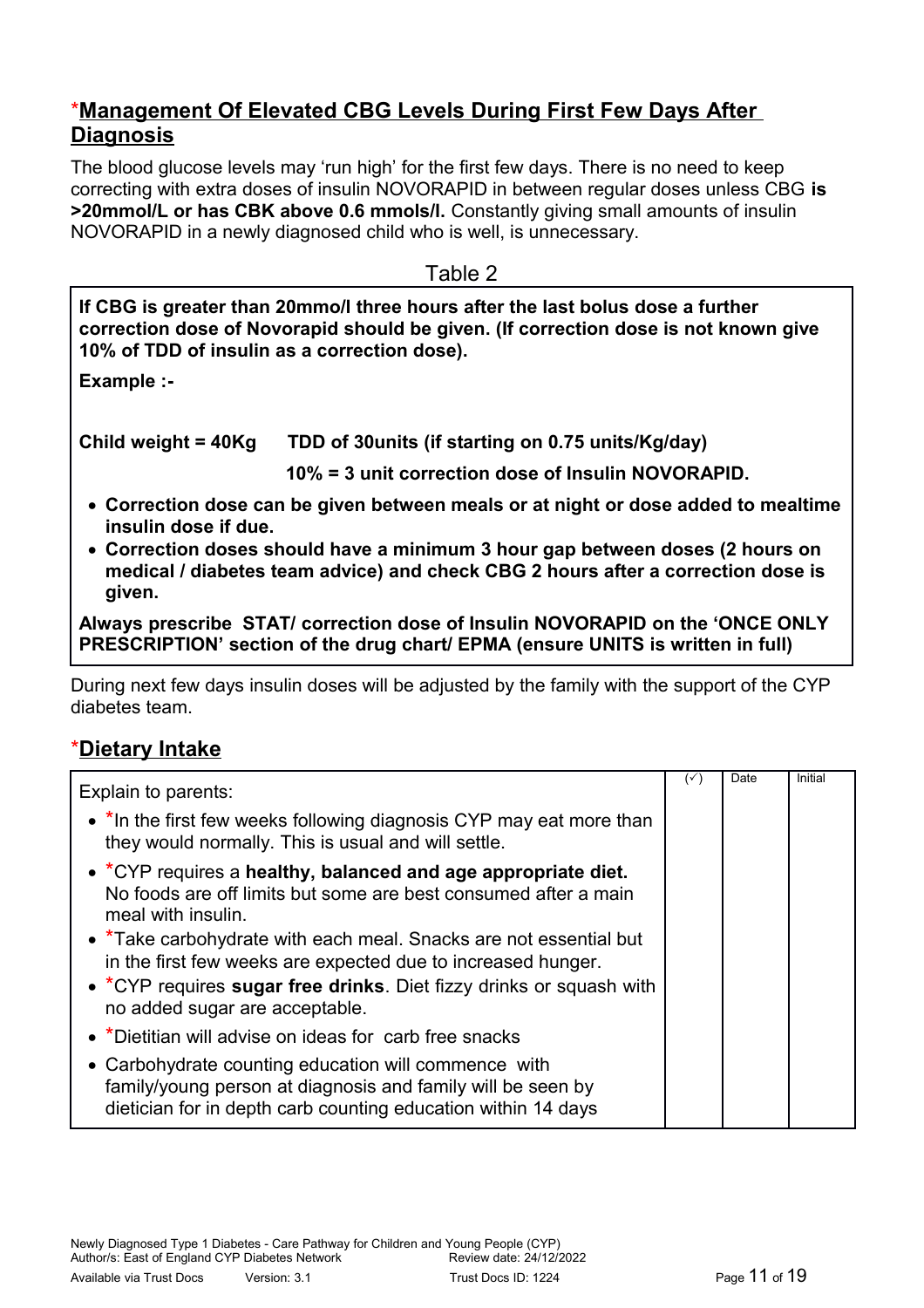## *Management Of Elevated CBG Levels During First Few Days After Diagnosis

The blood glucose levels may 'run high' for the first few days. There is no need to keep correcting with extra doses of insulin NOVORAPID in between regular doses unless CBG **is >20mmol/L or has CBK above 0.6 mmols/l.** Constantly giving small amounts of insulin NOVORAPID in a newly diagnosed child who is well, is unnecessary.

Table 2

**If CBG is greater than 20mmo/l three hours after the last bolus dose a further correction dose of Novorapid should be given. (If correction dose is not known give 10% of TDD of insulin as a correction dose).**

**Example :-**

**Child weight = 40Kg TDD of 30units (if starting on 0.75 units/Kg/day)**

**10% = 3 unit correction dose of Insulin NOVORAPID.**

- **Correction dose can be given between meals or at night or dose added to mealtime insulin dose if due.**
- **Correction doses should have a minimum 3 hour gap between doses (2 hours on medical / diabetes team advice) and check CBG 2 hours after a correction dose is given.**

**Always prescribe STAT/ correction dose of Insulin NOVORAPID on the 'ONCE ONLY PRESCRIPTION' section of the drug chart/ EPMA (ensure UNITS is written in full)**

During next few days insulin doses will be adjusted by the family with the support of the CYP diabetes team.

## *Dietary Intake

| Explain to parents: | (✓) | Date | Initial |
|---|---|---|---|
| • *In the first few weeks following diagnosis CYP may eat more than they would normally. This is usual and will settle.<br>• *CYP requires a **healthy, balanced and age appropriate diet.** No foods are off limits but some are best consumed after a main meal with insulin.<br>• *Take carbohydrate with each meal. Snacks are not essential but in the first few weeks are expected due to increased hunger.<br>• *CYP requires **sugar free drinks**. Diet fizzy drinks or squash with no added sugar are acceptable.<br>• *Dietitian will advise on ideas for carb free snacks<br>• Carbohydrate counting education will commence with family/young person at diagnosis and family will be seen by dietician for in depth carb counting education within 14 days | | | |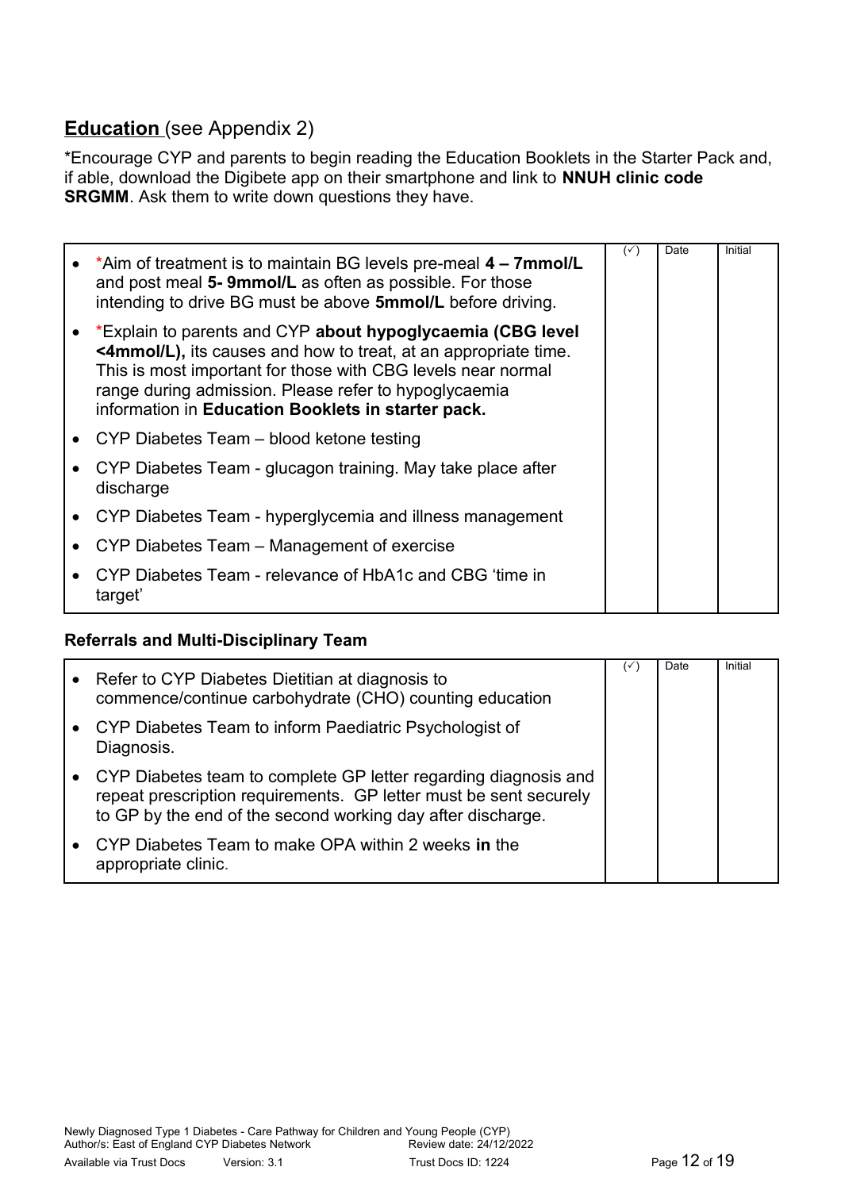## **Education** (see Appendix 2)

*Encourage CYP and parents to begin reading the Education Booklets in the Starter Pack and, if able, download the Digibete app on their smartphone and link to **NNUH clinic code SRGMM**. Ask them to write down questions they have.

| | (✓) | Date | Initial |
|---|---|---|---|
| • *Aim of treatment is to maintain BG levels pre-meal **4 – 7mmol/L** and post meal **5- 9mmol/L** as often as possible. For those intending to drive BG must be above **5mmol/L** before driving. | | | |
| • *Explain to parents and CYP **about hypoglycaemia (CBG level <4mmol/L),** its causes and how to treat, at an appropriate time. This is most important for those with CBG levels near normal range during admission. Please refer to hypoglycaemia information in **Education Booklets in starter pack.** | | | |
| • CYP Diabetes Team – blood ketone testing | | | |
| • CYP Diabetes Team - glucagon training. May take place after discharge | | | |
| • CYP Diabetes Team - hyperglycemia and illness management | | | |
| • CYP Diabetes Team – Management of exercise | | | |
| • CYP Diabetes Team - relevance of HbA1c and CBG 'time in target' | | | |

### **Referrals and Multi-Disciplinary Team**

| | (✓) | Date | Initial |
|---|---|---|---|
| • Refer to CYP Diabetes Dietitian at diagnosis to commence/continue carbohydrate (CHO) counting education | | | |
| • CYP Diabetes Team to inform Paediatric Psychologist of Diagnosis. | | | |
| • CYP Diabetes team to complete GP letter regarding diagnosis and repeat prescription requirements. GP letter must be sent securely to GP by the end of the second working day after discharge. | | | |
| • CYP Diabetes Team to make OPA within 2 weeks **in** the appropriate clinic. | | | |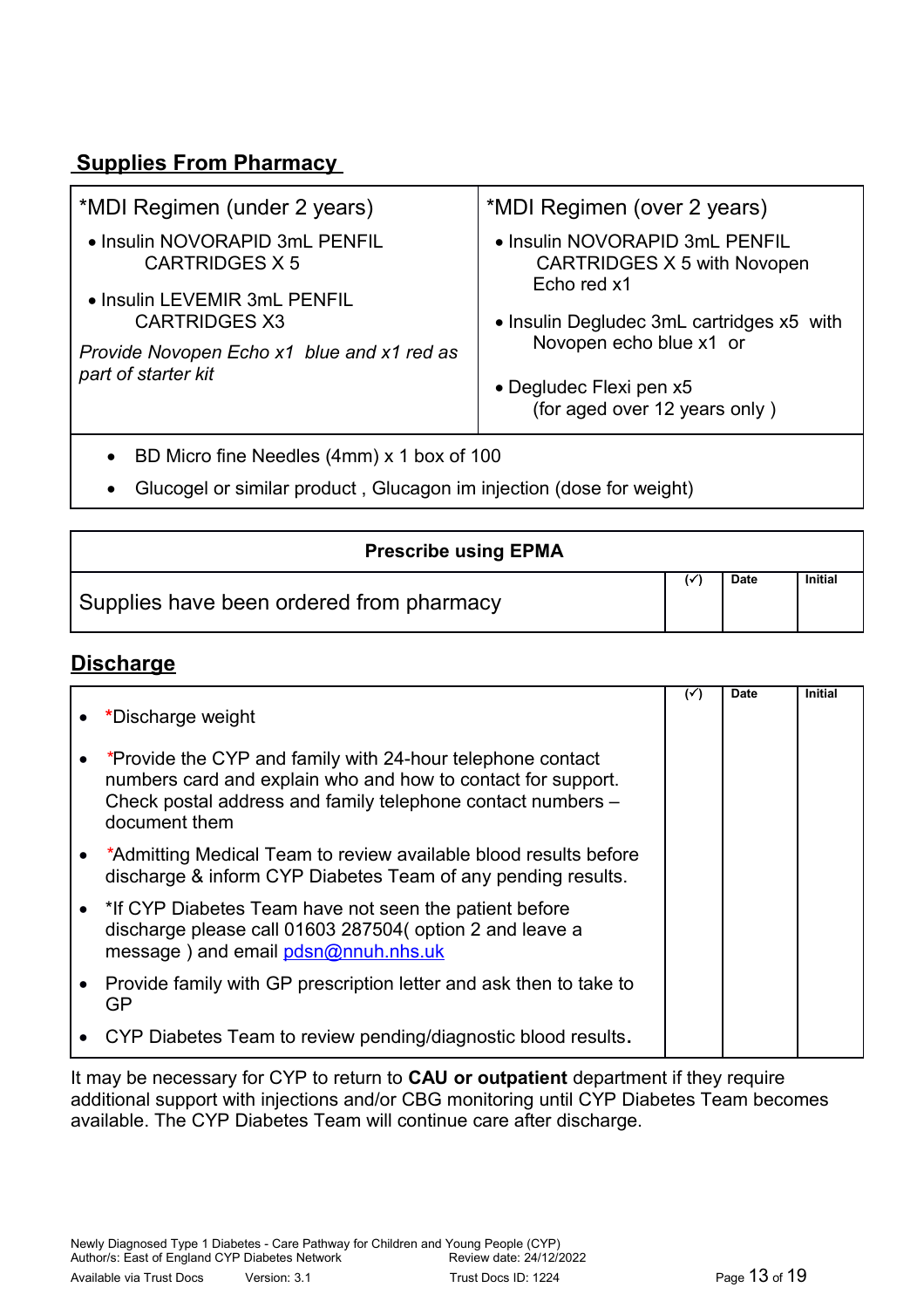## Supplies From Pharmacy

| *MDI Regimen (under 2 years) | *MDI Regimen (over 2 years) |
|---|---|
| • Insulin NOVORAPID 3mL PENFIL CARTRIDGES X 5<br>• Insulin LEVEMIR 3mL PENFIL CARTRIDGES X3<br>*Provide Novopen Echo x1 blue and x1 red as part of starter kit* | • Insulin NOVORAPID 3mL PENFIL CARTRIDGES X 5 with Novopen Echo red x1<br>• Insulin Degludec 3mL cartridges x5 with Novopen echo blue x1 or<br>• Degludec Flexi pen x5 (for aged over 12 years only ) |

- BD Micro fine Needles (4mm) x 1 box of 100
- Glucogel or similar product , Glucagon im injection (dose for weight)

| Prescribe using EPMA | (✓) | Date | Initial |
|---|---|---|---|
| Supplies have been ordered from pharmacy | | | |

## Discharge

| | (✓) | Date | Initial |
|---|---|---|---|
| • *Discharge weight | | | |
| • *Provide the CYP and family with 24-hour telephone contact numbers card and explain who and how to contact for support. Check postal address and family telephone contact numbers – document them | | | |
| • *Admitting Medical Team to review available blood results before discharge & inform CYP Diabetes Team of any pending results. | | | |
| • *If CYP Diabetes Team have not seen the patient before discharge please call 01603 287504( option 2 and leave a message ) and email pdsn@nnuh.nhs.uk | | | |
| • Provide family with GP prescription letter and ask then to take to GP | | | |
| • CYP Diabetes Team to review pending/diagnostic blood results. | | | |

It may be necessary for CYP to return to **CAU or outpatient** department if they require additional support with injections and/or CBG monitoring until CYP Diabetes Team becomes available. The CYP Diabetes Team will continue care after discharge.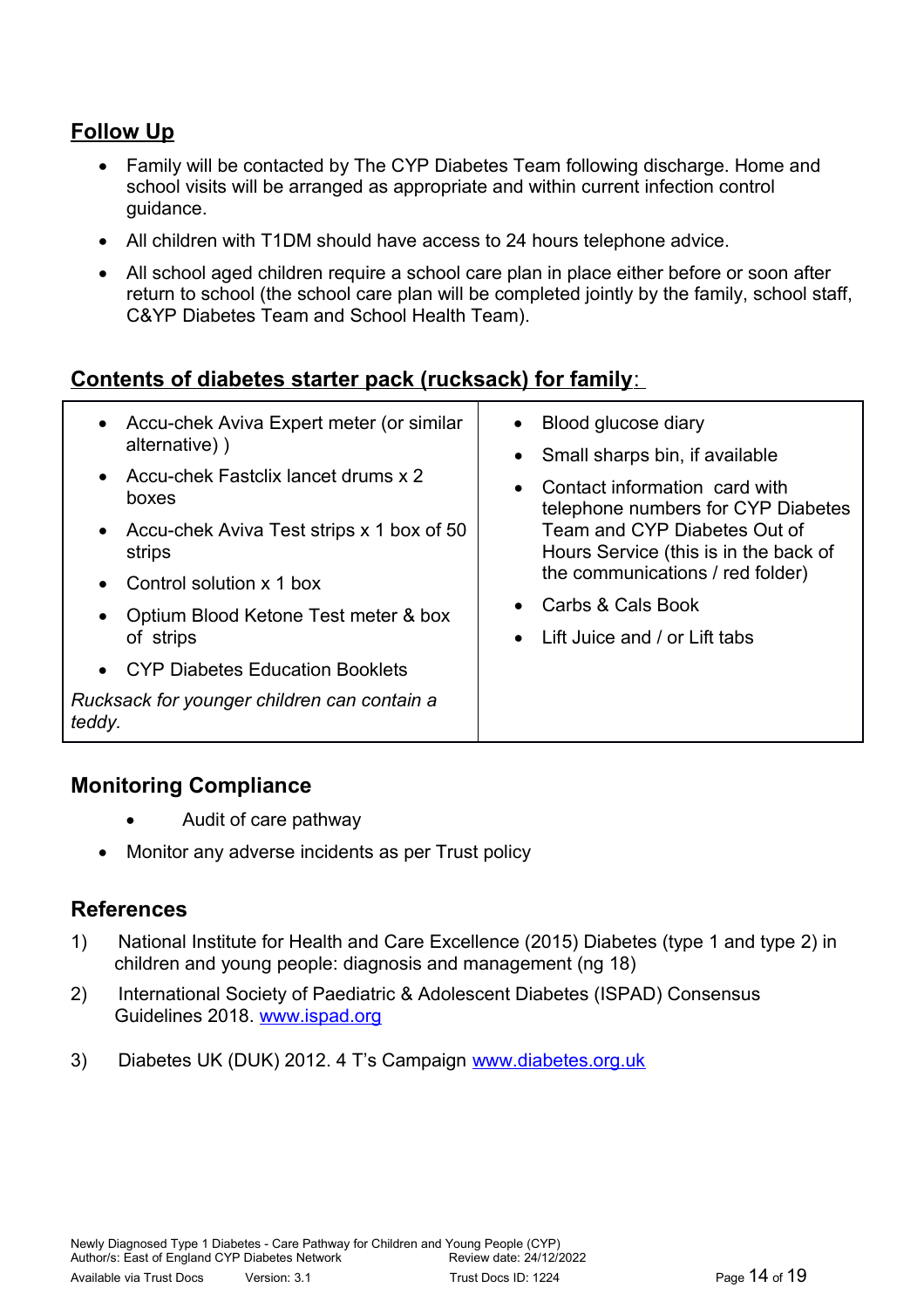## Follow Up

- Family will be contacted by The CYP Diabetes Team following discharge. Home and school visits will be arranged as appropriate and within current infection control guidance.
- All children with T1DM should have access to 24 hours telephone advice.
- All school aged children require a school care plan in place either before or soon after return to school (the school care plan will be completed jointly by the family, school staff, C&YP Diabetes Team and School Health Team).

## Contents of diabetes starter pack (rucksack) for family:

| | |
|---|---|
| • Accu-chek Aviva Expert meter (or similar alternative) )<br>• Accu-chek Fastclix lancet drums x 2 boxes<br>• Accu-chek Aviva Test strips x 1 box of 50 strips<br>• Control solution x 1 box<br>• Optium Blood Ketone Test meter & box of strips<br>• CYP Diabetes Education Booklets<br>*Rucksack for younger children can contain a teddy.* | • Blood glucose diary<br>• Small sharps bin, if available<br>• Contact information card with telephone numbers for CYP Diabetes Team and CYP Diabetes Out of Hours Service (this is in the back of the communications / red folder)<br>• Carbs & Cals Book<br>• Lift Juice and / or Lift tabs |

## Monitoring Compliance

- Audit of care pathway
- Monitor any adverse incidents as per Trust policy

## References

1) National Institute for Health and Care Excellence (2015) Diabetes (type 1 and type 2) in children and young people: diagnosis and management (ng 18)
2) International Society of Paediatric & Adolescent Diabetes (ISPAD) Consensus Guidelines 2018. www.ispad.org
3) Diabetes UK (DUK) 2012. 4 T's Campaign www.diabetes.org.uk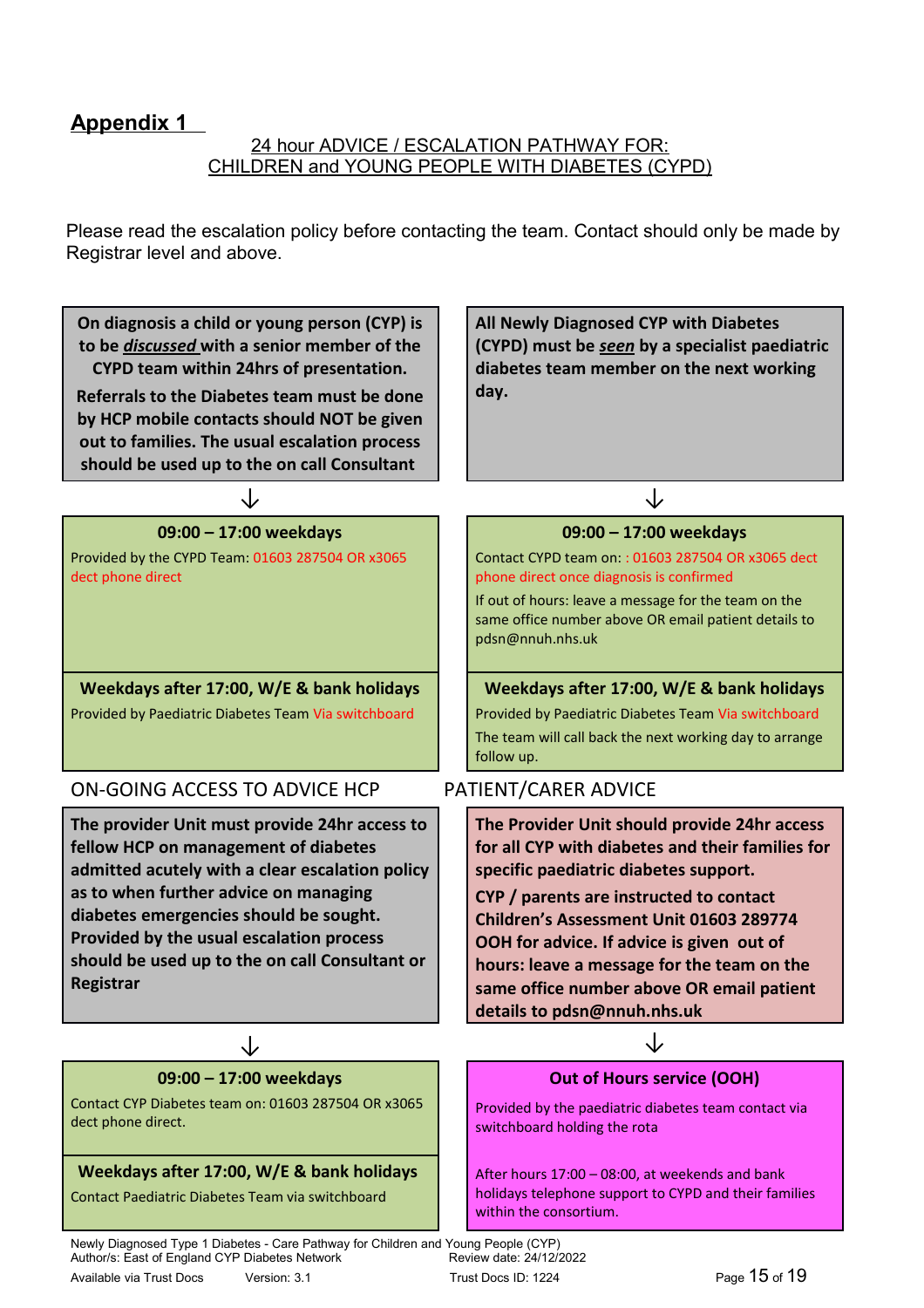## Appendix 1

24 hour ADVICE / ESCALATION PATHWAY FOR:
CHILDREN and YOUNG PEOPLE WITH DIABETES (CYPD)

Please read the escalation policy before contacting the team. Contact should only be made by Registrar level and above.

**On diagnosis a child or young person (CYP) is to be *discussed* with a senior member of the CYPD team within 24hrs of presentation.**

**Referrals to the Diabetes team must be done by HCP mobile contacts should NOT be given out to families. The usual escalation process should be used up to the on call Consultant**

↓

**09:00 – 17:00 weekdays**

Provided by the CYPD Team: 01603 287504 OR x3065 dect phone direct

**Weekdays after 17:00, W/E & bank holidays**

Provided by Paediatric Diabetes Team Via switchboard

**All Newly Diagnosed CYP with Diabetes (CYPD) must be *seen* by a specialist paediatric diabetes team member on the next working day.**

↓

**09:00 – 17:00 weekdays**

Contact CYPD team on: : 01603 287504 OR x3065 dect phone direct once diagnosis is confirmed

If out of hours: leave a message for the team on the same office number above OR email patient details to pdsn@nnuh.nhs.uk

**Weekdays after 17:00, W/E & bank holidays**

Provided by Paediatric Diabetes Team Via switchboard

The team will call back the next working day to arrange follow up.

### ON-GOING ACCESS TO ADVICE HCP

**The provider Unit must provide 24hr access to fellow HCP on management of diabetes admitted acutely with a clear escalation policy as to when further advice on managing diabetes emergencies should be sought. Provided by the usual escalation process should be used up to the on call Consultant or Registrar**

↓

**09:00 – 17:00 weekdays**

Contact CYP Diabetes team on: 01603 287504 OR x3065 dect phone direct.

**Weekdays after 17:00, W/E & bank holidays**

Contact Paediatric Diabetes Team via switchboard

### PATIENT/CARER ADVICE

**The Provider Unit should provide 24hr access for all CYP with diabetes and their families for specific paediatric diabetes support.**

**CYP / parents are instructed to contact Children's Assessment Unit 01603 289774 OOH for advice. If advice is given out of hours: leave a message for the team on the same office number above OR email patient details to pdsn@nnuh.nhs.uk**

↓

**Out of Hours service (OOH)**

Provided by the paediatric diabetes team contact via switchboard holding the rota

After hours 17:00 – 08:00, at weekends and bank holidays telephone support to CYPD and their families within the consortium.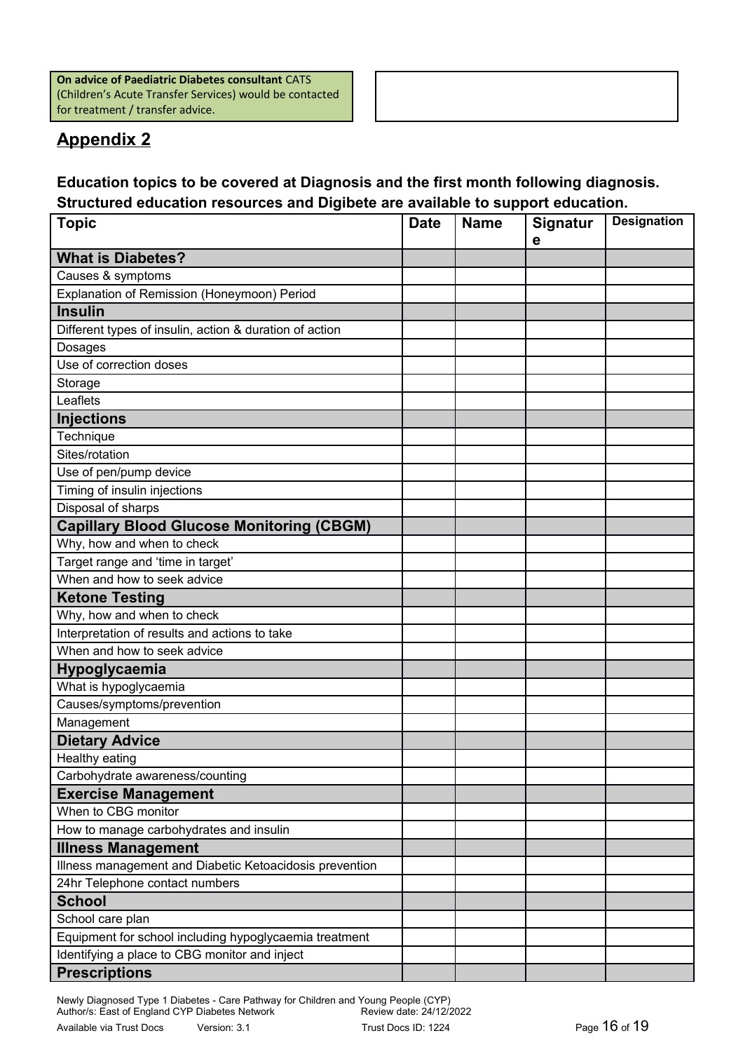**On advice of Paediatric Diabetes consultant** CATS (Children's Acute Transfer Services) would be contacted for treatment / transfer advice.

## Appendix 2

**Education topics to be covered at Diagnosis and the first month following diagnosis. Structured education resources and Digibete are available to support education.**

| Topic | Date | Name | Signature | Designation |
|---|---|---|---|---|
| **What is Diabetes?** | | | | |
| Causes & symptoms | | | | |
| Explanation of Remission (Honeymoon) Period | | | | |
| **Insulin** | | | | |
| Different types of insulin, action & duration of action | | | | |
| Dosages | | | | |
| Use of correction doses | | | | |
| Storage | | | | |
| Leaflets | | | | |
| **Injections** | | | | |
| Technique | | | | |
| Sites/rotation | | | | |
| Use of pen/pump device | | | | |
| Timing of insulin injections | | | | |
| Disposal of sharps | | | | |
| **Capillary Blood Glucose Monitoring (CBGM)** | | | | |
| Why, how and when to check | | | | |
| Target range and 'time in target' | | | | |
| When and how to seek advice | | | | |
| **Ketone Testing** | | | | |
| Why, how and when to check | | | | |
| Interpretation of results and actions to take | | | | |
| When and how to seek advice | | | | |
| **Hypoglycaemia** | | | | |
| What is hypoglycaemia | | | | |
| Causes/symptoms/prevention | | | | |
| Management | | | | |
| **Dietary Advice** | | | | |
| Healthy eating | | | | |
| Carbohydrate awareness/counting | | | | |
| **Exercise Management** | | | | |
| When to CBG monitor | | | | |
| How to manage carbohydrates and insulin | | | | |
| **Illness Management** | | | | |
| Illness management and Diabetic Ketoacidosis prevention | | | | |
| 24hr Telephone contact numbers | | | | |
| **School** | | | | |
| School care plan | | | | |
| Equipment for school including hypoglycaemia treatment | | | | |
| Identifying a place to CBG monitor and inject | | | | |
| **Prescriptions** | | | | |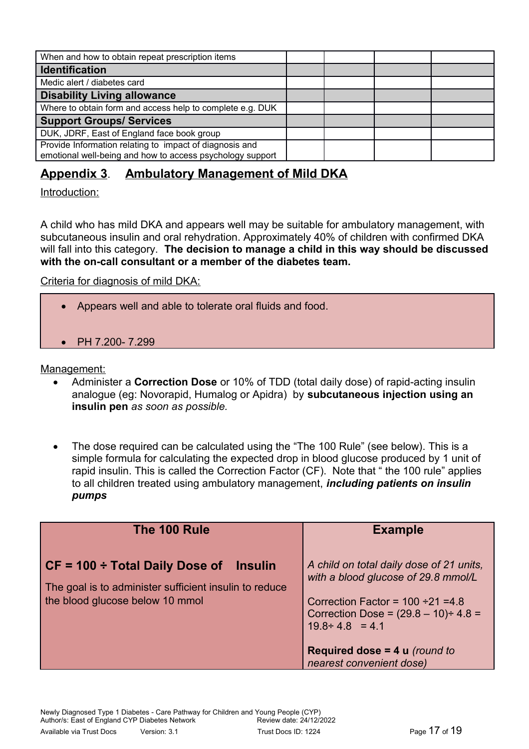| When and how to obtain repeat prescription items | | | | |
|---|---|---|---|---|
| **Identification** | | | | |
| Medic alert / diabetes card | | | | |
| **Disability Living allowance** | | | | |
| Where to obtain form and access help to complete e.g. DUK | | | | |
| **Support Groups/ Services** | | | | |
| DUK, JDRF, East of England face book group | | | | |
| Provide Information relating to impact of diagnosis and emotional well-being and how to access psychology support | | | | |

## Appendix 3. Ambulatory Management of Mild DKA

Introduction:

A child who has mild DKA and appears well may be suitable for ambulatory management, with subcutaneous insulin and oral rehydration. Approximately 40% of children with confirmed DKA will fall into this category. **The decision to manage a child in this way should be discussed with the on-call consultant or a member of the diabetes team.**

Criteria for diagnosis of mild DKA:

- Appears well and able to tolerate oral fluids and food.
- PH 7.200- 7.299

Management:

- Administer a **Correction Dose** or 10% of TDD (total daily dose) of rapid-acting insulin analogue (eg: Novorapid, Humalog or Apidra) by **subcutaneous injection using an insulin pen** *as soon as possible.*
- The dose required can be calculated using the "The 100 Rule" (see below). This is a simple formula for calculating the expected drop in blood glucose produced by 1 unit of rapid insulin. This is called the Correction Factor (CF). Note that " the 100 rule" applies to all children treated using ambulatory management, ***including patients on insulin pumps***

| The 100 Rule | Example |
|---|---|
| **CF = 100 ÷ Total Daily Dose of Insulin**<br><br>The goal is to administer sufficient insulin to reduce the blood glucose below 10 mmol | *A child on total daily dose of 21 units, with a blood glucose of 29.8 mmol/L*<br><br>Correction Factor = 100 ÷21 =4.8<br>Correction Dose = (29.8 – 10)÷ 4.8 = 19.8÷ 4.8 = 4.1<br><br>**Required dose = 4 u** *(round to nearest convenient dose)* |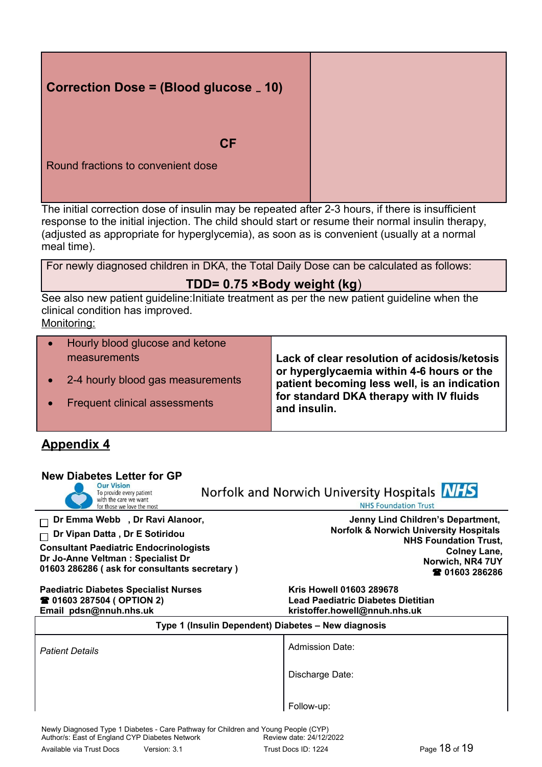| Correction Dose = (Blood glucose _ 10)<br><br>CF<br><br>Round fractions to convenient dose | |
|---|---|

$$\text{Correction Dose} = \frac{(\text{Blood glucose} - 10)}{CF}$$

The initial correction dose of insulin may be repeated after 2-3 hours, if there is insufficient response to the initial injection. The child should start or resume their normal insulin therapy, (adjusted as appropriate for hyperglycemia), as soon as is convenient (usually at a normal meal time).

| For newly diagnosed children in DKA, the Total Daily Dose can be calculated as follows:<br>**TDD= 0.75 ×Body weight (kg)** |
|---|

See also new patient guideline:Initiate treatment as per the new patient guideline when the clinical condition has improved.

Monitoring:

| • Hourly blood glucose and ketone measurements<br>• 2-4 hourly blood gas measurements<br>• Frequent clinical assessments | **Lack of clear resolution of acidosis/ketosis or hyperglycaemia within 4-6 hours or the patient becoming less well, is an indication for standard DKA therapy with IV fluids and insulin.** |
|---|---|

## Appendix 4

**New Diabetes Letter for GP**

Our Vision
To provide every patient with the care we want for those we love the most

Norfolk and Norwich University Hospitals NHS
NHS Foundation Trust

☐ **Dr Emma Webb , Dr Ravi Alanoor,**
☐ **Dr Vipan Datta , Dr E Sotiridou**
**Consultant Paediatric Endocrinologists**
**Dr Jo-Anne Veltman : Specialist Dr**
**01603 286286 ( ask for consultants secretary )**

**Jenny Lind Children's Department,**
**Norfolk & Norwich University Hospitals**
**NHS Foundation Trust,**
**Colney Lane,**
**Norwich, NR4 7UY**
**☎ 01603 286286**

**Paediatric Diabetes Specialist Nurses**
**☎ 01603 287504 ( OPTION 2)**
**Email pdsn@nnuh.nhs.uk**

**Kris Howell 01603 289678**
**Lead Paediatric Diabetes Dietitian**
**kristoffer.howell@nnuh.nhs.uk**

| Type 1 (Insulin Dependent) Diabetes – New diagnosis | |
|---|---|
| *Patient Details* | Admission Date:<br><br>Discharge Date:<br><br>Follow-up: |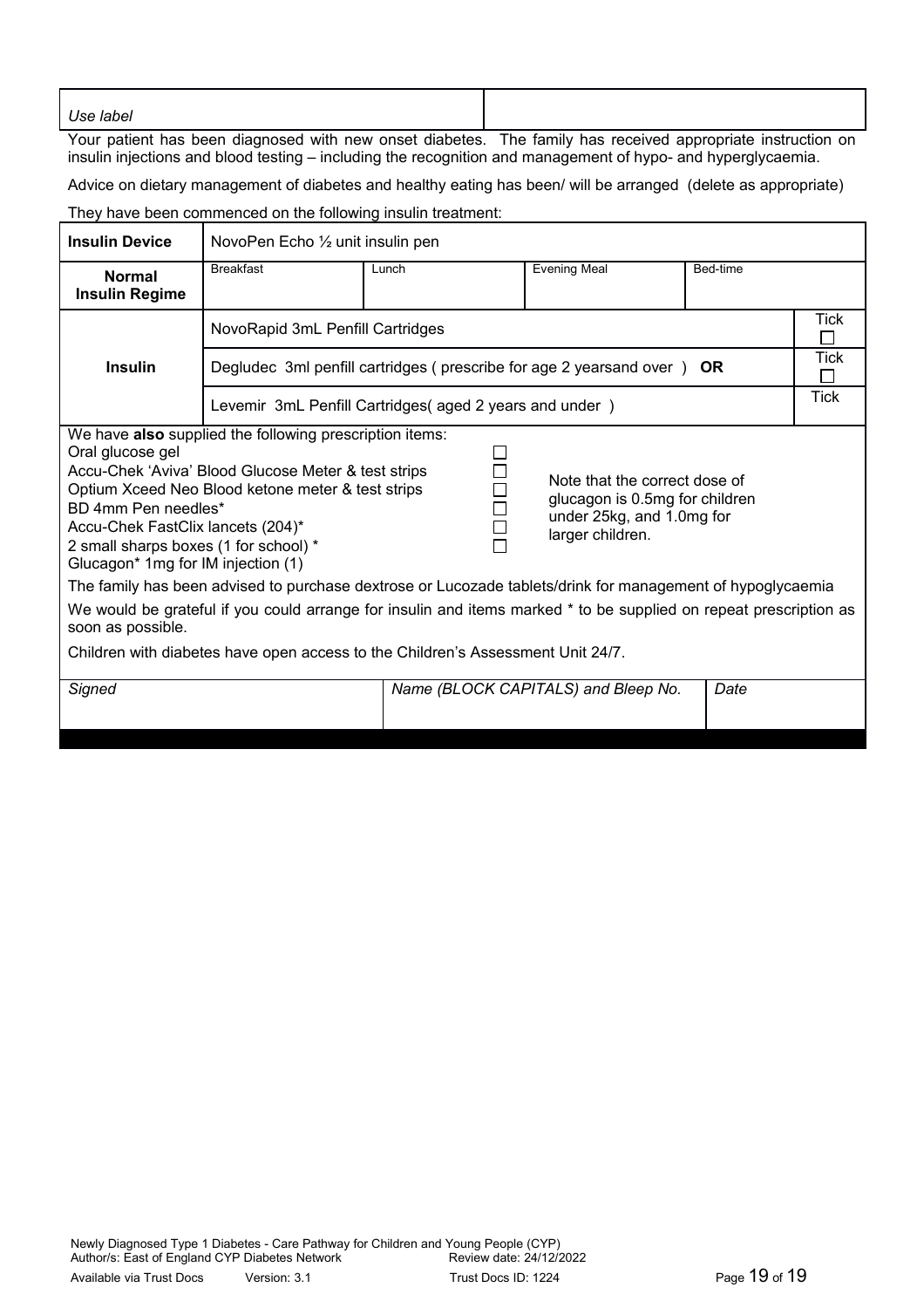| Use label | |
|---|---|

Your patient has been diagnosed with new onset diabetes. The family has received appropriate instruction on insulin injections and blood testing – including the recognition and management of hypo- and hyperglycaemia.

Advice on dietary management of diabetes and healthy eating has been/ will be arranged (delete as appropriate)

They have been commenced on the following insulin treatment:

| | | | | | |
|---|---|---|---|---|---|
| **Insulin Device** | NovoPen Echo ½ unit insulin pen | | | | |
| **Normal Insulin Regime** | Breakfast | Lunch | Evening Meal | Bed-time | |
| **Insulin** | NovoRapid 3mL Penfill Cartridges | | | | Tick ☐ |
| | Degludec 3ml penfill cartridges ( prescribe for age 2 yearsand over ) **OR** | | | | Tick ☐ |
| | Levemir 3mL Penfill Cartridges( aged 2 years and under ) | | | | Tick |

We have **also** supplied the following prescription items:

- Oral glucose gel ☐
- Accu-Chek 'Aviva' Blood Glucose Meter & test strips ☐
- Optium Xceed Neo Blood ketone meter & test strips ☐
- BD 4mm Pen needles* ☐
- Accu-Chek FastClix lancets (204)* ☐
- 2 small sharps boxes (1 for school) * ☐
- Glucagon* 1mg for IM injection (1)

Note that the correct dose of glucagon is 0.5mg for children under 25kg, and 1.0mg for larger children.

The family has been advised to purchase dextrose or Lucozade tablets/drink for management of hypoglycaemia

We would be grateful if you could arrange for insulin and items marked * to be supplied on repeat prescription as soon as possible.

Children with diabetes have open access to the Children's Assessment Unit 24/7.

| *Signed* | *Name (BLOCK CAPITALS) and Bleep No.* | *Date* |
|---|---|---|
| | | |

Newly Diagnosed Type 1 Diabetes - Care Pathway for Children and Young People (CYP)
Author/s: East of England CYP Diabetes Network | Review date: 24/12/2022
Available via Trust Docs | Version: 3.1 | Trust Docs ID: 1224